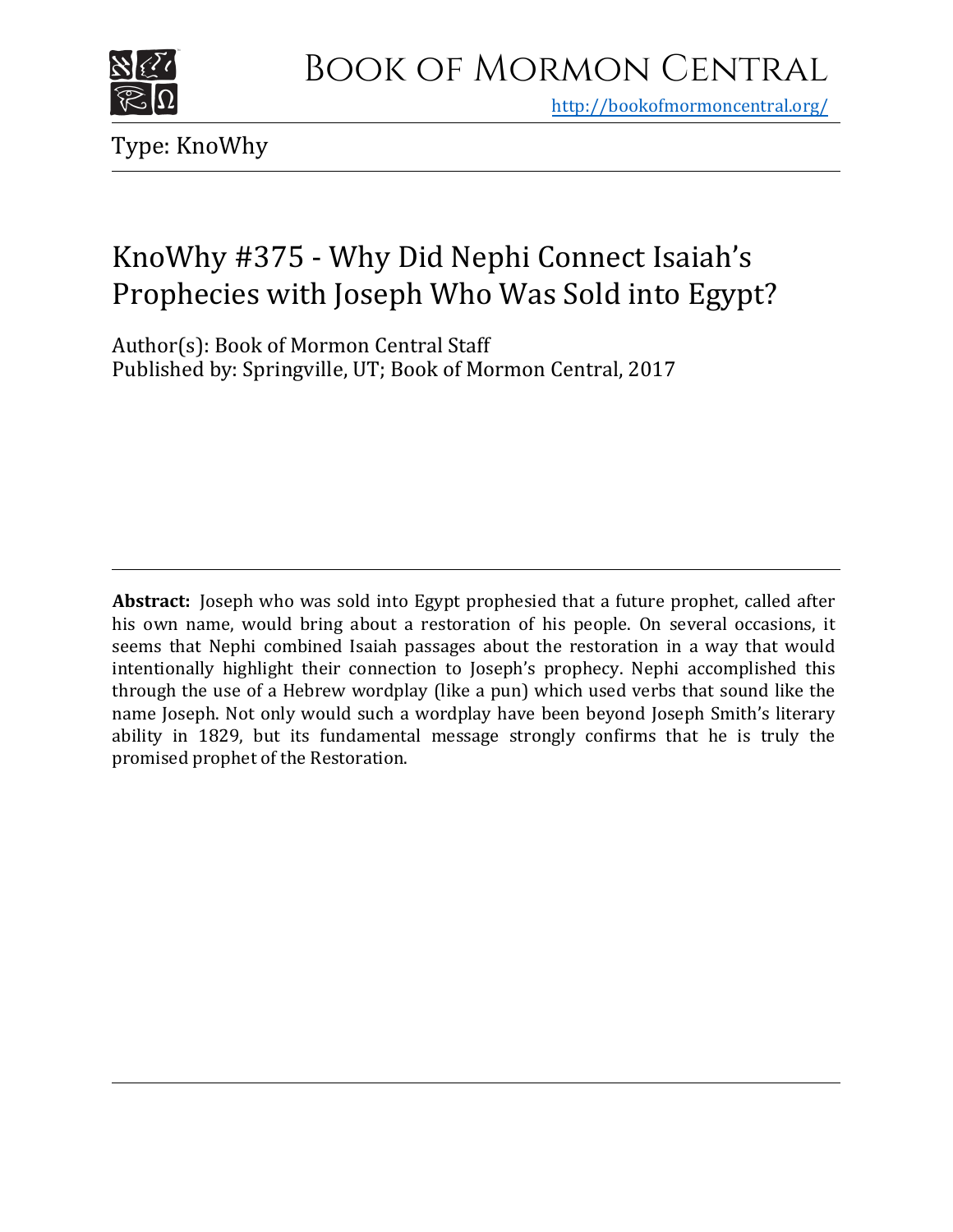# Book of Mormon Central

http://bookofmormoncentral.org/

Type: KnoWhy

## KnoWhy #375 - Why Did Nephi Connect Isaiah's Prophecies with Joseph Who Was Sold into Egypt?

Author(s): Book of Mormon Central Staff
Published by: Springville, UT; Book of Mormon Central, 2017

**Abstract:** Joseph who was sold into Egypt prophesied that a future prophet, called after his own name, would bring about a restoration of his people. On several occasions, it seems that Nephi combined Isaiah passages about the restoration in a way that would intentionally highlight their connection to Joseph's prophecy. Nephi accomplished this through the use of a Hebrew wordplay (like a pun) which used verbs that sound like the name Joseph. Not only would such a wordplay have been beyond Joseph Smith's literary ability in 1829, but its fundamental message strongly confirms that he is truly the promised prophet of the Restoration.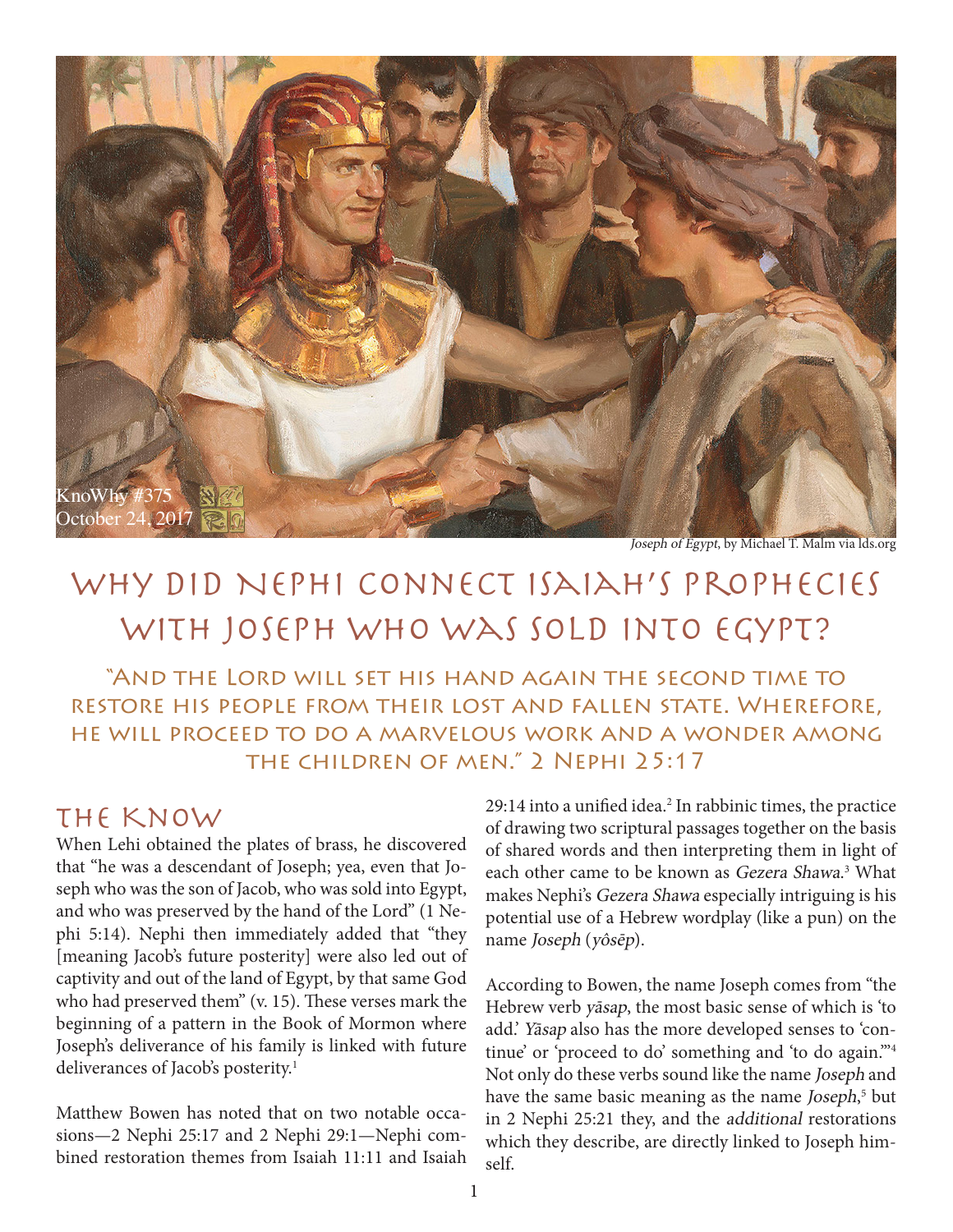KnoWhy #375
October 24, 2017

*Joseph of Egypt*, by Michael T. Malm via lds.org

# Why Did Nephi Connect Isaiah's Prophecies with Joseph Who Was Sold into Egypt?

"And the Lord will set his hand again the second time to restore his people from their lost and fallen state. Wherefore, he will proceed to do a marvelous work and a wonder among the children of men." 2 Nephi 25:17

## The Know

When Lehi obtained the plates of brass, he discovered that "he was a descendant of Joseph; yea, even that Joseph who was the son of Jacob, who was sold into Egypt, and who was preserved by the hand of the Lord" (1 Nephi 5:14). Nephi then immediately added that "they [meaning Jacob's future posterity] were also led out of captivity and out of the land of Egypt, by that same God who had preserved them" (v. 15). These verses mark the beginning of a pattern in the Book of Mormon where Joseph's deliverance of his family is linked with future deliverances of Jacob's posterity.[1]

Matthew Bowen has noted that on two notable occasions—2 Nephi 25:17 and 2 Nephi 29:1—Nephi combined restoration themes from Isaiah 11:11 and Isaiah 29:14 into a unified idea.[2] In rabbinic times, the practice of drawing two scriptural passages together on the basis of shared words and then interpreting them in light of each other came to be known as *Gezera Shawa*.[3] What makes Nephi's *Gezera Shawa* especially intriguing is his potential use of a Hebrew wordplay (like a pun) on the name *Joseph* (*yôsēp*).

According to Bowen, the name Joseph comes from "the Hebrew verb *yāsap*, the most basic sense of which is 'to add.' *Yāsap* also has the more developed senses to 'continue' or 'proceed to do' something and 'to do again.'"[4] Not only do these verbs sound like the name *Joseph* and have the same basic meaning as the name *Joseph*,[5] but in 2 Nephi 25:21 they, and the *additional* restorations which they describe, are directly linked to Joseph himself.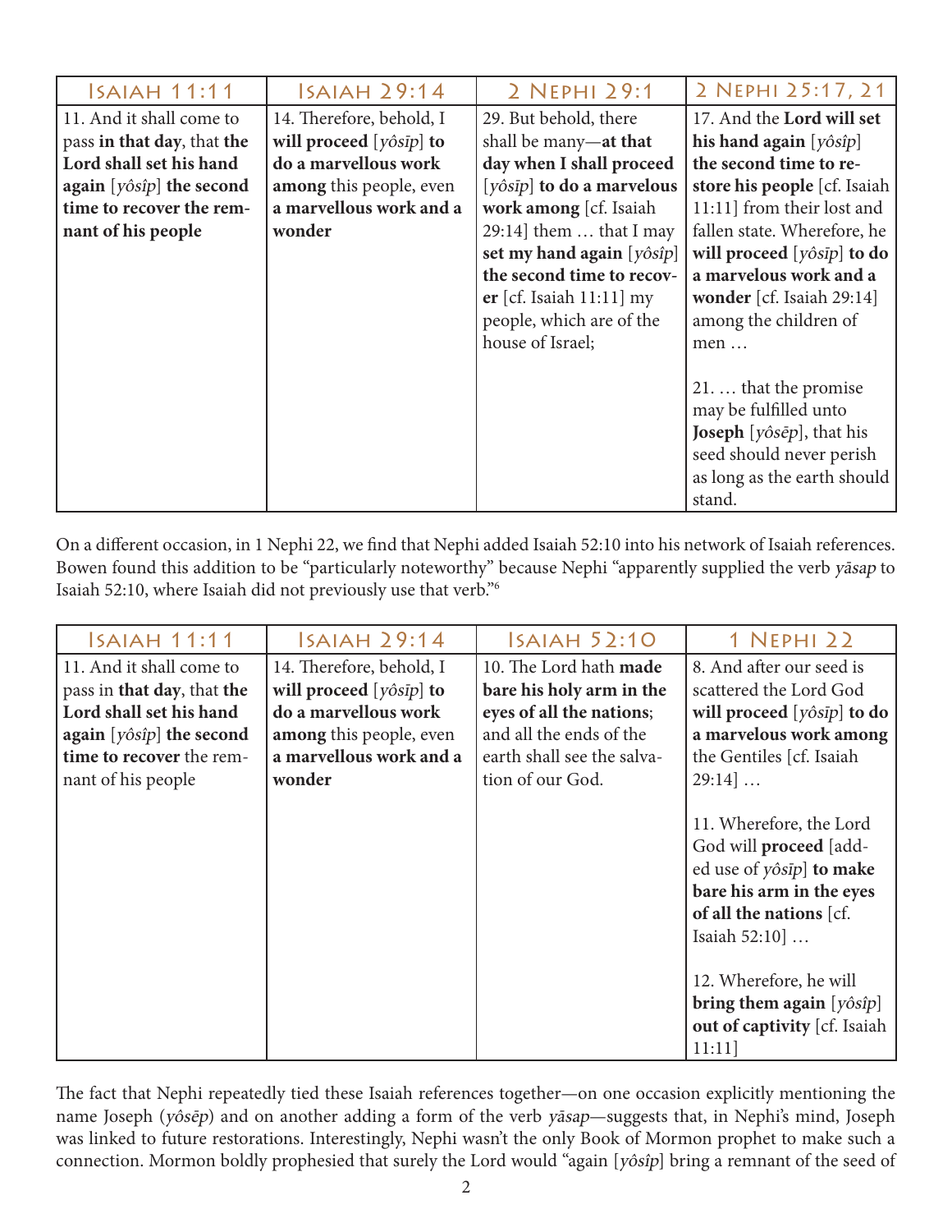| Isaiah 11:11 | Isaiah 29:14 | 2 Nephi 29:1 | 2 Nephi 25:17, 21 |
|---|---|---|---|
| 11. And it shall come to pass **in that day**, that **the Lord shall set his hand again** [*yôsîp*] **the second time to recover the remnant of his people** | 14. Therefore, behold, I **will proceed** [*yôsīp*] **to do a marvellous work among** this people, even **a marvellous work and a wonder** | 29. But behold, there shall be many—**at that day when I shall proceed** [*yôsīp*] **to do a marvelous work among** [cf. Isaiah 29:14] them … that I may **set my hand again** [*yôsîp*] **the second time to recover** [cf. Isaiah 11:11] my people, which are of the house of Israel; | 17. And the **Lord will set his hand again** [*yôsîp*] **the second time to restore his people** [cf. Isaiah 11:11] from their lost and fallen state. Wherefore, he **will proceed** [*yôsīp*] **to do a marvelous work and a wonder** [cf. Isaiah 29:14] among the children of men …<br><br>21. … that the promise may be fulfilled unto **Joseph** [*yôsēp*], that his seed should never perish as long as the earth should stand. |

On a different occasion, in 1 Nephi 22, we find that Nephi added Isaiah 52:10 into his network of Isaiah references. Bowen found this addition to be "particularly noteworthy" because Nephi "apparently supplied the verb *yāsap* to Isaiah 52:10, where Isaiah did not previously use that verb."[6]

| Isaiah 11:11 | Isaiah 29:14 | Isaiah 52:10 | 1 Nephi 22 |
|---|---|---|---|
| 11. And it shall come to pass in **that day**, that **the Lord shall set his hand again** [*yôsîp*] **the second time to recover** the remnant of his people | 14. Therefore, behold, I **will proceed** [*yôsīp*] **to do a marvellous work among** this people, even **a marvellous work and a wonder** | 10. The Lord hath **made bare his holy arm in the eyes of all the nations**; and all the ends of the earth shall see the salvation of our God. | 8. And after our seed is scattered the Lord God **will proceed** [*yôsīp*] **to do a marvelous work among** the Gentiles [cf. Isaiah 29:14] …<br><br>11. Wherefore, the Lord God will **proceed** [added use of *yôsîp*] **to make bare his arm in the eyes of all the nations** [cf. Isaiah 52:10] …<br><br>12. Wherefore, he will **bring them again** [*yôsîp*] **out of captivity** [cf. Isaiah 11:11] |

The fact that Nephi repeatedly tied these Isaiah references together—on one occasion explicitly mentioning the name Joseph (*yôsēp*) and on another adding a form of the verb *yāsap*—suggests that, in Nephi's mind, Joseph was linked to future restorations. Interestingly, Nephi wasn't the only Book of Mormon prophet to make such a connection. Mormon boldly prophesied that surely the Lord would "again [*yôsîp*] bring a remnant of the seed of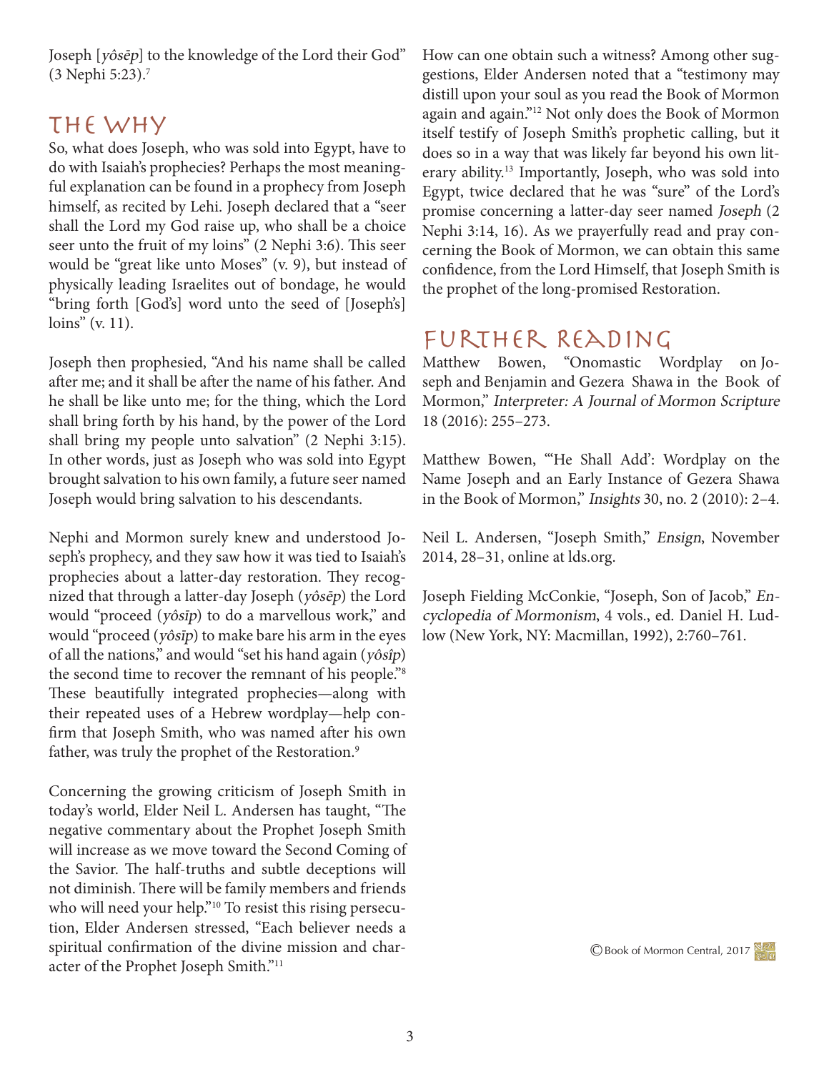Joseph [*yôsēp*] to the knowledge of the Lord their God" (3 Nephi 5:23).[7]

## The Why

So, what does Joseph, who was sold into Egypt, have to do with Isaiah's prophecies? Perhaps the most meaningful explanation can be found in a prophecy from Joseph himself, as recited by Lehi. Joseph declared that a "seer shall the Lord my God raise up, who shall be a choice seer unto the fruit of my loins" (2 Nephi 3:6). This seer would be "great like unto Moses" (v. 9), but instead of physically leading Israelites out of bondage, he would "bring forth [God's] word unto the seed of [Joseph's] loins" (v. 11).

Joseph then prophesied, "And his name shall be called after me; and it shall be after the name of his father. And he shall be like unto me; for the thing, which the Lord shall bring forth by his hand, by the power of the Lord shall bring my people unto salvation" (2 Nephi 3:15). In other words, just as Joseph who was sold into Egypt brought salvation to his own family, a future seer named Joseph would bring salvation to his descendants.

Nephi and Mormon surely knew and understood Joseph's prophecy, and they saw how it was tied to Isaiah's prophecies about a latter-day restoration. They recognized that through a latter-day Joseph (*yôsēp*) the Lord would "proceed (*yôsīp*) to do a marvellous work," and would "proceed (*yôsīp*) to make bare his arm in the eyes of all the nations," and would "set his hand again (*yôsîp*) the second time to recover the remnant of his people."[8] These beautifully integrated prophecies—along with their repeated uses of a Hebrew wordplay—help confirm that Joseph Smith, who was named after his own father, was truly the prophet of the Restoration.[9]

Concerning the growing criticism of Joseph Smith in today's world, Elder Neil L. Andersen has taught, "The negative commentary about the Prophet Joseph Smith will increase as we move toward the Second Coming of the Savior. The half-truths and subtle deceptions will not diminish. There will be family members and friends who will need your help."[10] To resist this rising persecution, Elder Andersen stressed, "Each believer needs a spiritual confirmation of the divine mission and character of the Prophet Joseph Smith."[11]

How can one obtain such a witness? Among other suggestions, Elder Andersen noted that a "testimony may distill upon your soul as you read the Book of Mormon again and again."[12] Not only does the Book of Mormon itself testify of Joseph Smith's prophetic calling, but it does so in a way that was likely far beyond his own literary ability.[13] Importantly, Joseph, who was sold into Egypt, twice declared that he was "sure" of the Lord's promise concerning a latter-day seer named *Joseph* (2 Nephi 3:14, 16). As we prayerfully read and pray concerning the Book of Mormon, we can obtain this same confidence, from the Lord Himself, that Joseph Smith is the prophet of the long-promised Restoration.

## Further Reading

Matthew Bowen, "Onomastic Wordplay on Joseph and Benjamin and Gezera Shawa in the Book of Mormon," *Interpreter: A Journal of Mormon Scripture* 18 (2016): 255–273.

Matthew Bowen, "'He Shall Add': Wordplay on the Name Joseph and an Early Instance of Gezera Shawa in the Book of Mormon," *Insights* 30, no. 2 (2010): 2–4.

Neil L. Andersen, "Joseph Smith," *Ensign*, November 2014, 28–31, online at lds.org.

Joseph Fielding McConkie, "Joseph, Son of Jacob," *Encyclopedia of Mormonism*, 4 vols., ed. Daniel H. Ludlow (New York, NY: Macmillan, 1992), 2:760–761.

© Book of Mormon Central, 2017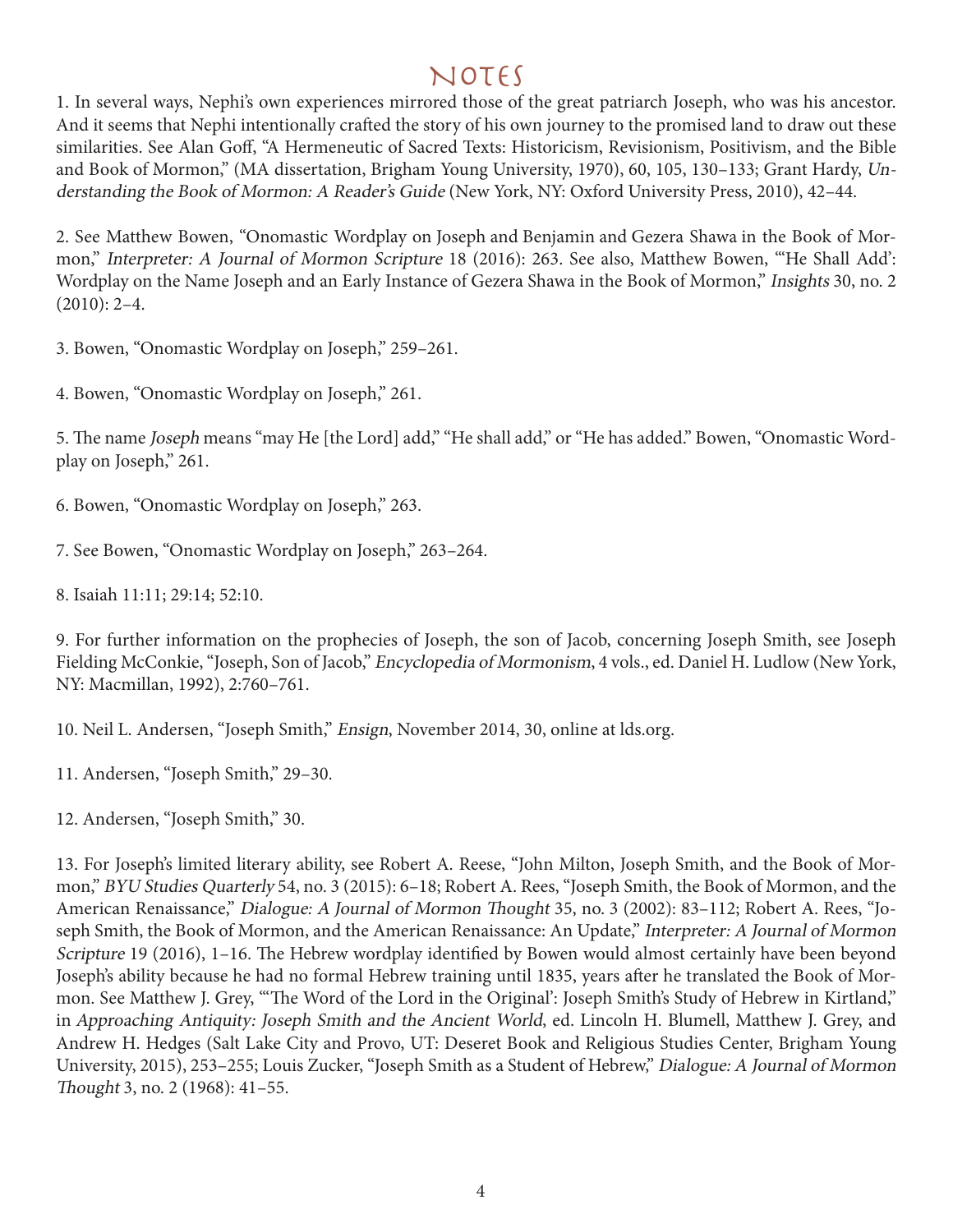# Notes

1. In several ways, Nephi's own experiences mirrored those of the great patriarch Joseph, who was his ancestor. And it seems that Nephi intentionally crafted the story of his own journey to the promised land to draw out these similarities. See Alan Goff, "A Hermeneutic of Sacred Texts: Historicism, Revisionism, Positivism, and the Bible and Book of Mormon," (MA dissertation, Brigham Young University, 1970), 60, 105, 130–133; Grant Hardy, *Understanding the Book of Mormon: A Reader's Guide* (New York, NY: Oxford University Press, 2010), 42–44.

2. See Matthew Bowen, "Onomastic Wordplay on Joseph and Benjamin and Gezera Shawa in the Book of Mormon," *Interpreter: A Journal of Mormon Scripture* 18 (2016): 263. See also, Matthew Bowen, "'He Shall Add': Wordplay on the Name Joseph and an Early Instance of Gezera Shawa in the Book of Mormon," *Insights* 30, no. 2 (2010): 2–4.

3. Bowen, "Onomastic Wordplay on Joseph," 259–261.

4. Bowen, "Onomastic Wordplay on Joseph," 261.

5. The name *Joseph* means "may He [the Lord] add," "He shall add," or "He has added." Bowen, "Onomastic Wordplay on Joseph," 261.

6. Bowen, "Onomastic Wordplay on Joseph," 263.

7. See Bowen, "Onomastic Wordplay on Joseph," 263–264.

8. Isaiah 11:11; 29:14; 52:10.

9. For further information on the prophecies of Joseph, the son of Jacob, concerning Joseph Smith, see Joseph Fielding McConkie, "Joseph, Son of Jacob," *Encyclopedia of Mormonism*, 4 vols., ed. Daniel H. Ludlow (New York, NY: Macmillan, 1992), 2:760–761.

10. Neil L. Andersen, "Joseph Smith," *Ensign*, November 2014, 30, online at lds.org.

11. Andersen, "Joseph Smith," 29–30.

12. Andersen, "Joseph Smith," 30.

13. For Joseph's limited literary ability, see Robert A. Reese, "John Milton, Joseph Smith, and the Book of Mormon," *BYU Studies Quarterly* 54, no. 3 (2015): 6–18; Robert A. Rees, "Joseph Smith, the Book of Mormon, and the American Renaissance," *Dialogue: A Journal of Mormon Thought* 35, no. 3 (2002): 83–112; Robert A. Rees, "Joseph Smith, the Book of Mormon, and the American Renaissance: An Update," *Interpreter: A Journal of Mormon Scripture* 19 (2016), 1–16. The Hebrew wordplay identified by Bowen would almost certainly have been beyond Joseph's ability because he had no formal Hebrew training until 1835, years after he translated the Book of Mormon. See Matthew J. Grey, "'The Word of the Lord in the Original': Joseph Smith's Study of Hebrew in Kirtland," in *Approaching Antiquity: Joseph Smith and the Ancient World*, ed. Lincoln H. Blumell, Matthew J. Grey, and Andrew H. Hedges (Salt Lake City and Provo, UT: Deseret Book and Religious Studies Center, Brigham Young University, 2015), 253–255; Louis Zucker, "Joseph Smith as a Student of Hebrew," *Dialogue: A Journal of Mormon Thought* 3, no. 2 (1968): 41–55.